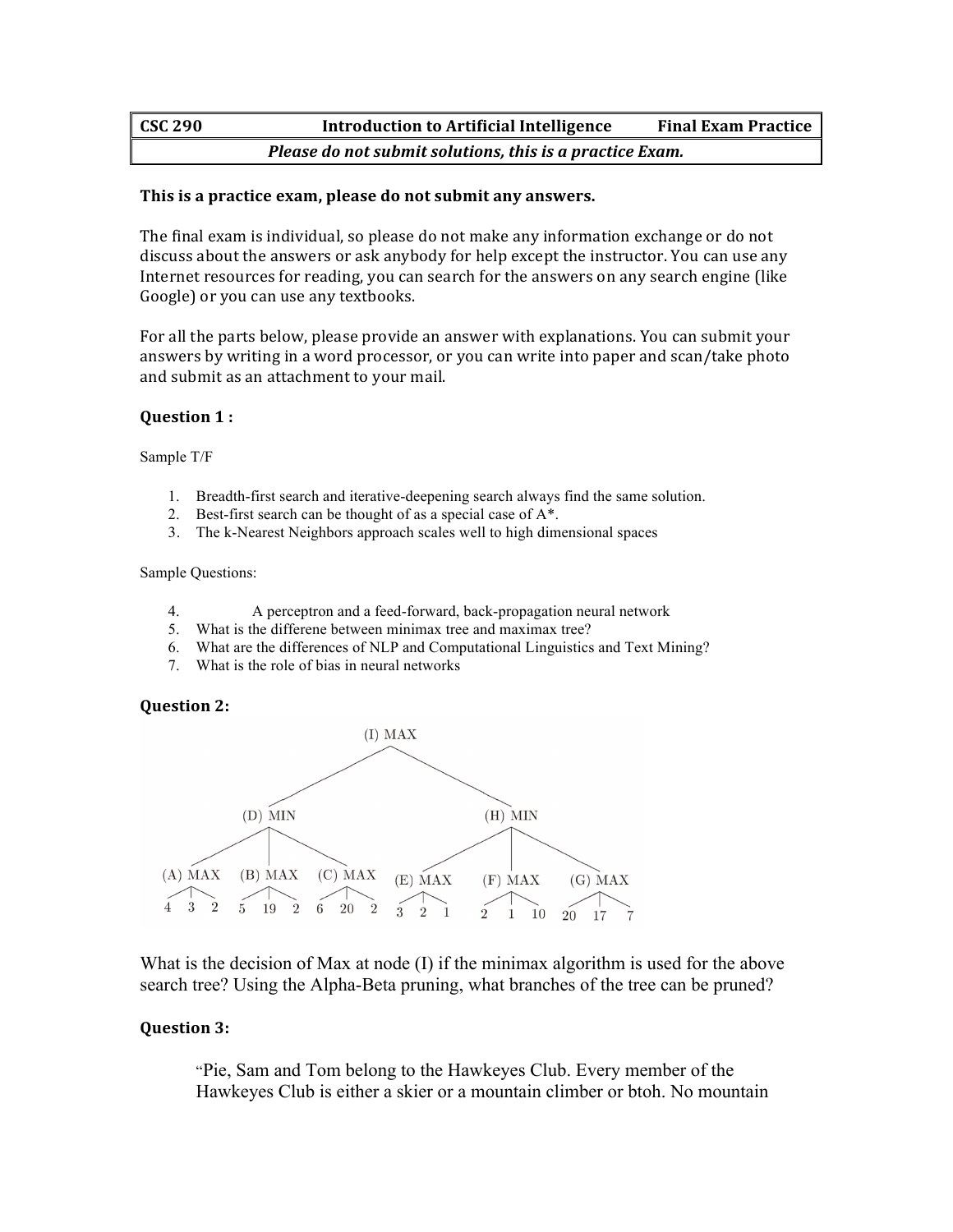| CSC 290 | Introduction to Artificial Intelligence | Final Exam Practice |
|---|---|---|
| *Please do not submit solutions, this is a practice Exam.* | | |

**This is a practice exam, please do not submit any answers.**

The final exam is individual, so please do not make any information exchange or do not discuss about the answers or ask anybody for help except the instructor. You can use any Internet resources for reading, you can search for the answers on any search engine (like Google) or you can use any textbooks.

For all the parts below, please provide an answer with explanations. You can submit your answers by writing in a word processor, or you can write into paper and scan/take photo and submit as an attachment to your mail.

### Question 1 :

Sample T/F

1. Breadth-first search and iterative-deepening search always find the same solution.
2. Best-first search can be thought of as a special case of A*.
3. The k-Nearest Neighbors approach scales well to high dimensional spaces

Sample Questions:

4. A perceptron and a feed-forward, back-propagation neural network
5. What is the differene between minimax tree and maximax tree?
6. What are the differences of NLP and Computational Linguistics and Text Mining?
7. What is the role of bias in neural networks

### Question 2:

```
                              (I) MAX
              (D) MIN                              (H) MIN
 (A) MAX    (B) MAX    (C) MAX      (E) MAX    (F) MAX    (G) MAX
 4  3  2    5  19  2   6  20  2     3  2  1    2  1  10   20  17  7
```

What is the decision of Max at node (I) if the minimax algorithm is used for the above search tree? Using the Alpha-Beta pruning, what branches of the tree can be pruned?

### Question 3:

"Pie, Sam and Tom belong to the Hawkeyes Club. Every member of the Hawkeyes Club is either a skier or a mountain climber or btoh. No mountain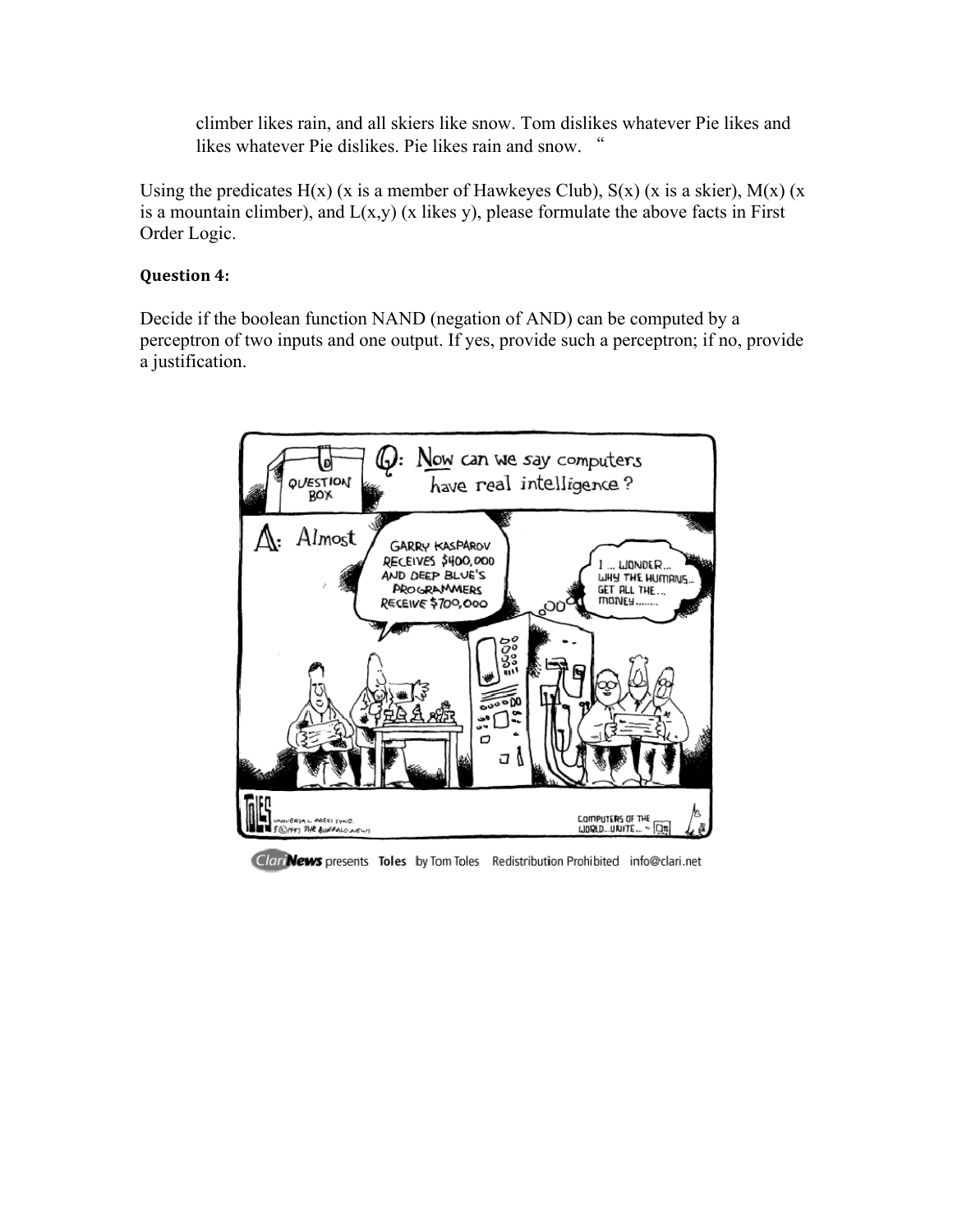climber likes rain, and all skiers like snow. Tom dislikes whatever Pie likes and likes whatever Pie dislikes. Pie likes rain and snow. "

Using the predicates $H(x)$ (x is a member of Hawkeyes Club), $S(x)$ (x is a skier), $M(x)$ (x is a mountain climber), and $L(x,y)$ (x likes y), please formulate the above facts in First Order Logic.

**Question 4:**

Decide if the boolean function NAND (negation of AND) can be computed by a perceptron of two inputs and one output. If yes, provide such a perceptron; if no, provide a justification.

ClariNews presents Toles by Tom Toles Redistribution Prohibited info@clari.net